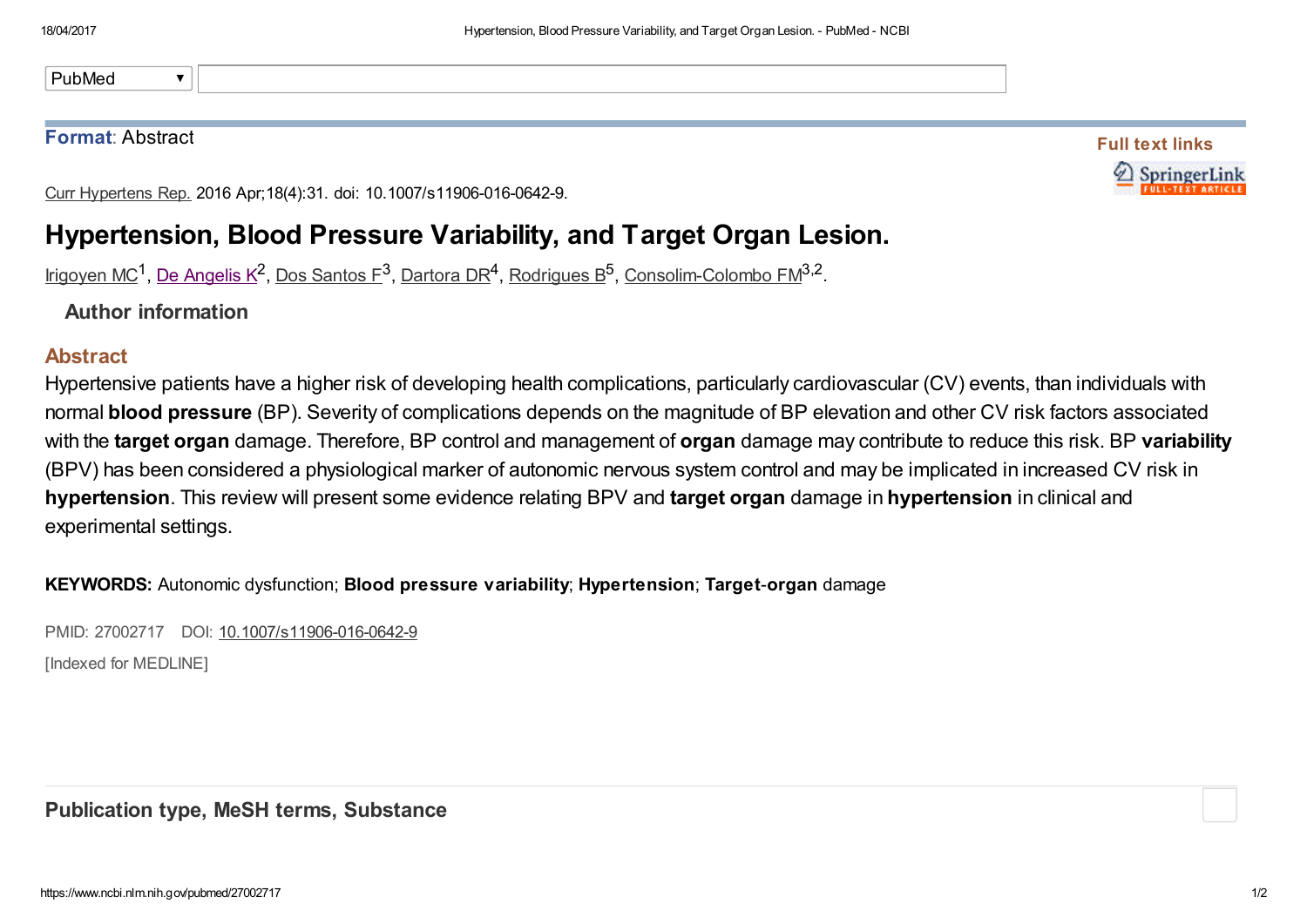**Format**: Abstract

Full text links

Curr Hypertens Rep. 2016 Apr;18(4):31. doi: 10.1007/s11906-016-0642-9.

# Hypertension, Blood Pressure Variability, and Target Organ Lesion.

Irigoyen MC[1], De Angelis K[2], Dos Santos F[3], Dartora DR[4], Rodrigues B[5], Consolim-Colombo FM[3,2].

### Author information

## Abstract

Hypertensive patients have a higher risk of developing health complications, particularly cardiovascular (CV) events, than individuals with normal **blood pressure** (BP). Severity of complications depends on the magnitude of BP elevation and other CV risk factors associated with the **target organ** damage. Therefore, BP control and management of **organ** damage may contribute to reduce this risk. BP **variability** (BPV) has been considered a physiological marker of autonomic nervous system control and may be implicated in increased CV risk in **hypertension**. This review will present some evidence relating BPV and **target organ** damage in **hypertension** in clinical and experimental settings.

**KEYWORDS:** Autonomic dysfunction; **Blood pressure variability**; **Hypertension**; **Target-organ** damage

PMID: 27002717 DOI: 10.1007/s11906-016-0642-9

[Indexed for MEDLINE]

### Publication type, MeSH terms, Substance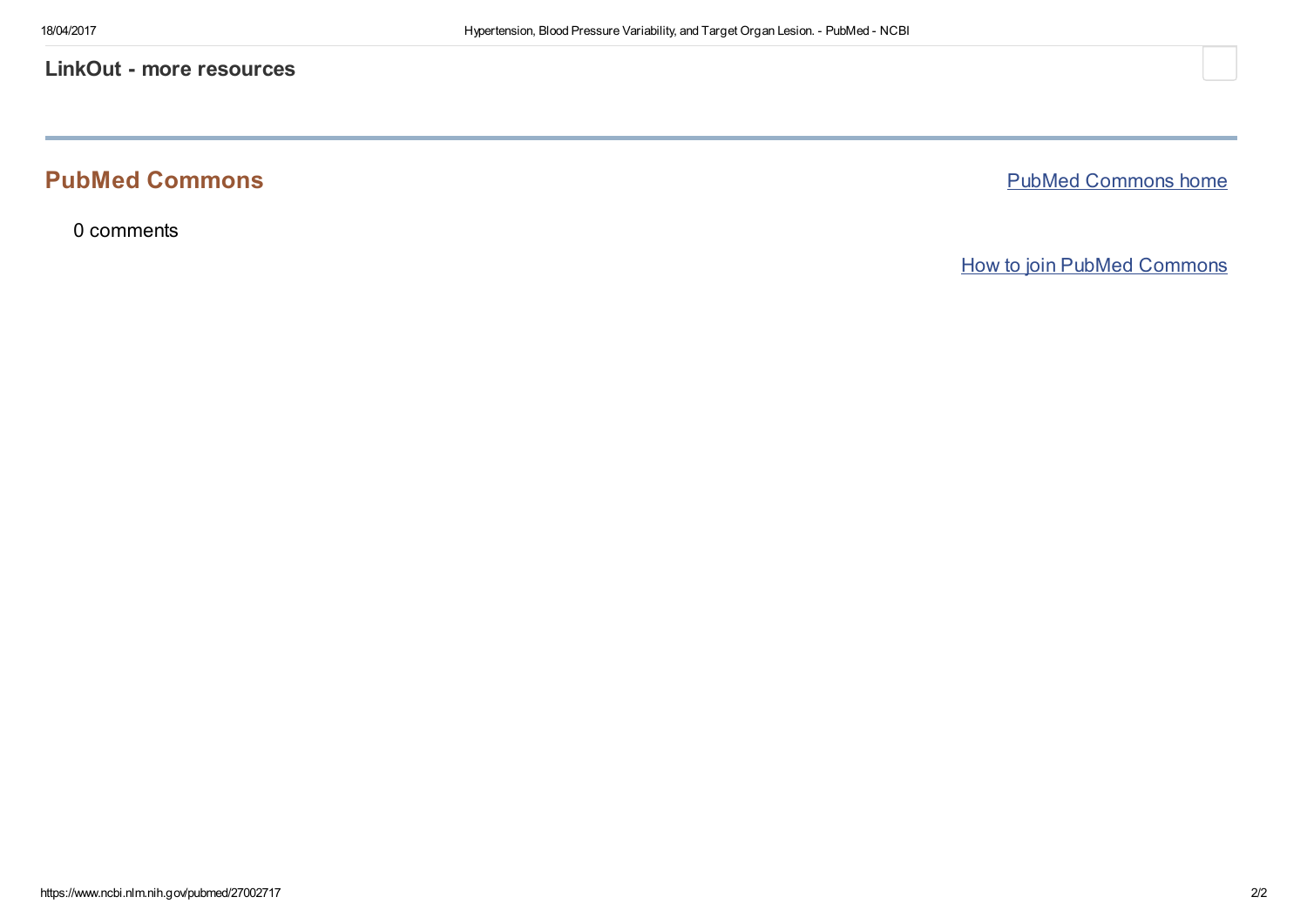## LinkOut - more resources

## PubMed Commons

PubMed Commons home

0 comments

How to join PubMed Commons